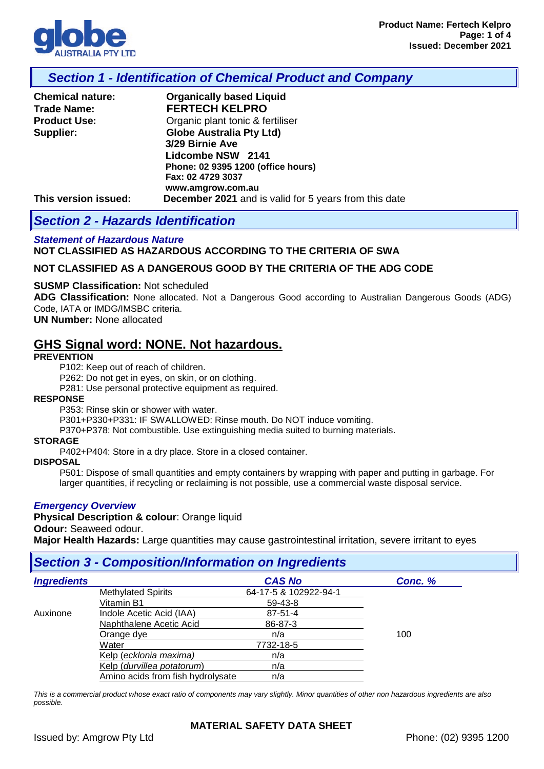## Section 1 - Identification of Chemical Product and Company

**Chemical nature:** **Organically based Liquid**
**Trade Name:** **FERTECH KELPRO**
**Product Use:** Organic plant tonic & fertiliser
**Supplier:** **Globe Australia Pty Ltd)**
**3/29 Birnie Ave**
**Lidcombe NSW 2141**
**Phone: 02 9395 1200 (office hours)**
**Fax: 02 4729 3037**
**www.amgrow.com.au**
**This version issued:** **December 2021** and is valid for 5 years from this date

## Section 2 - Hazards Identification

***Statement of Hazardous Nature***

**NOT CLASSIFIED AS HAZARDOUS ACCORDING TO THE CRITERIA OF SWA**

**NOT CLASSIFIED AS A DANGEROUS GOOD BY THE CRITERIA OF THE ADG CODE**

**SUSMP Classification:** Not scheduled
**ADG Classification:** None allocated. Not a Dangerous Good according to Australian Dangerous Goods (ADG) Code, IATA or IMDG/IMSBC criteria.
**UN Number:** None allocated

## GHS Signal word: NONE. Not hazardous.

**PREVENTION**

P102: Keep out of reach of children.
P262: Do not get in eyes, on skin, or on clothing.
P281: Use personal protective equipment as required.

**RESPONSE**

P353: Rinse skin or shower with water.
P301+P330+P331: IF SWALLOWED: Rinse mouth. Do NOT induce vomiting.
P370+P378: Not combustible. Use extinguishing media suited to burning materials.

**STORAGE**

P402+P404: Store in a dry place. Store in a closed container.

**DISPOSAL**

P501: Dispose of small quantities and empty containers by wrapping with paper and putting in garbage. For larger quantities, if recycling or reclaiming is not possible, use a commercial waste disposal service.

***Emergency Overview***

**Physical Description & colour**: Orange liquid
**Odour:** Seaweed odour.
**Major Health Hazards:** Large quantities may cause gastrointestinal irritation, severe irritant to eyes

## Section 3 - Composition/Information on Ingredients

| *Ingredients* | | *CAS No* | *Conc. %* |
|---|---|---|---|
| Auxinone | Methylated Spirits | 64-17-5 & 102922-94-1 | 100 |
| | Vitamin B1 | 59-43-8 | |
| | Indole Acetic Acid (IAA) | 87-51-4 | |
| | Naphthalene Acetic Acid | 86-87-3 | |
| | Orange dye | n/a | |
| | Water | 7732-18-5 | |
| | Kelp (*ecklonia maxima)* | n/a | |
| | Kelp (*durvillea potatorum*) | n/a | |
| | Amino acids from fish hydrolysate | n/a | |

*This is a commercial product whose exact ratio of components may vary slightly. Minor quantities of other non hazardous ingredients are also possible.*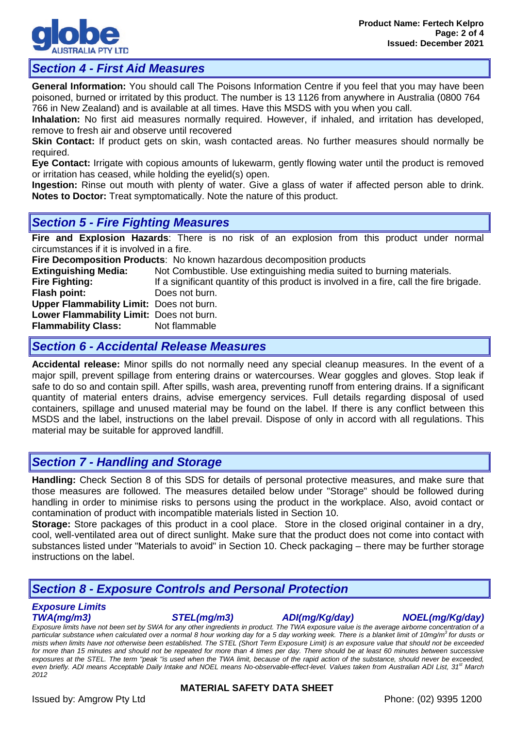## Section 4 - First Aid Measures

**General Information:** You should call The Poisons Information Centre if you feel that you may have been poisoned, burned or irritated by this product. The number is 13 1126 from anywhere in Australia (0800 764 766 in New Zealand) and is available at all times. Have this MSDS with you when you call.

**Inhalation:** No first aid measures normally required. However, if inhaled, and irritation has developed, remove to fresh air and observe until recovered

**Skin Contact:** If product gets on skin, wash contacted areas. No further measures should normally be required.

**Eye Contact:** Irrigate with copious amounts of lukewarm, gently flowing water until the product is removed or irritation has ceased, while holding the eyelid(s) open.

**Ingestion:** Rinse out mouth with plenty of water. Give a glass of water if affected person able to drink.

**Notes to Doctor:** Treat symptomatically. Note the nature of this product.

## Section 5 - Fire Fighting Measures

**Fire and Explosion Hazards**: There is no risk of an explosion from this product under normal circumstances if it is involved in a fire.

**Fire Decomposition Products**: No known hazardous decomposition products

**Extinguishing Media:** Not Combustible. Use extinguishing media suited to burning materials.

**Fire Fighting:** If a significant quantity of this product is involved in a fire, call the fire brigade.

**Flash point:** Does not burn.

**Upper Flammability Limit:** Does not burn.

**Lower Flammability Limit:** Does not burn.

**Flammability Class:** Not flammable

## Section 6 - Accidental Release Measures

**Accidental release:** Minor spills do not normally need any special cleanup measures. In the event of a major spill, prevent spillage from entering drains or watercourses. Wear goggles and gloves. Stop leak if safe to do so and contain spill. After spills, wash area, preventing runoff from entering drains. If a significant quantity of material enters drains, advise emergency services. Full details regarding disposal of used containers, spillage and unused material may be found on the label. If there is any conflict between this MSDS and the label, instructions on the label prevail. Dispose of only in accord with all regulations. This material may be suitable for approved landfill.

## Section 7 - Handling and Storage

**Handling:** Check Section 8 of this SDS for details of personal protective measures, and make sure that those measures are followed. The measures detailed below under "Storage" should be followed during handling in order to minimise risks to persons using the product in the workplace. Also, avoid contact or contamination of product with incompatible materials listed in Section 10.

**Storage:** Store packages of this product in a cool place. Store in the closed original container in a dry, cool, well-ventilated area out of direct sunlight. Make sure that the product does not come into contact with substances listed under "Materials to avoid" in Section 10. Check packaging – there may be further storage instructions on the label.

## Section 8 - Exposure Controls and Personal Protection

***Exposure Limits***

| *TWA(mg/m3)* | *STEL(mg/m3)* | *ADI(mg/Kg/day)* | *NOEL(mg/Kg/day)* |
|---|---|---|---|

*Exposure limits have not been set by SWA for any other ingredients in product. The TWA exposure value is the average airborne concentration of a particular substance when calculated over a normal 8 hour working day for a 5 day working week. There is a blanket limit of 10mg/m$^3$ for dusts or mists when limits have not otherwise been established. The STEL (Short Term Exposure Limit) is an exposure value that should not be exceeded for more than 15 minutes and should not be repeated for more than 4 times per day. There should be at least 60 minutes between successive exposures at the STEL. The term "peak "is used when the TWA limit, because of the rapid action of the substance, should never be exceeded, even briefly. ADI means Acceptable Daily Intake and NOEL means No-observable-effect-level. Values taken from Australian ADI List, 31st March 2012*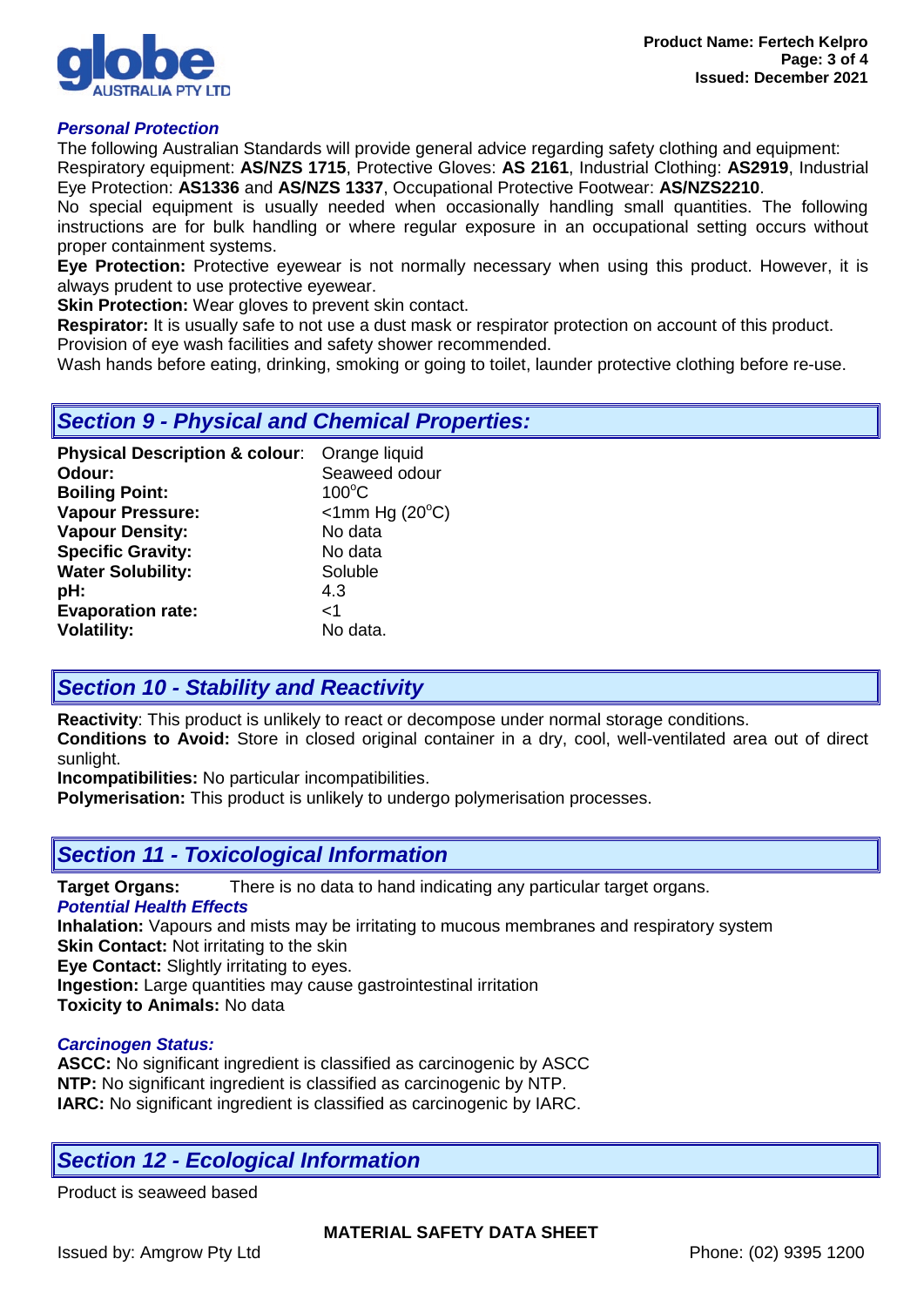### *Personal Protection*

The following Australian Standards will provide general advice regarding safety clothing and equipment: Respiratory equipment: **AS/NZS 1715**, Protective Gloves: **AS 2161**, Industrial Clothing: **AS2919**, Industrial Eye Protection: **AS1336** and **AS/NZS 1337**, Occupational Protective Footwear: **AS/NZS2210**.

No special equipment is usually needed when occasionally handling small quantities. The following instructions are for bulk handling or where regular exposure in an occupational setting occurs without proper containment systems.

**Eye Protection:** Protective eyewear is not normally necessary when using this product. However, it is always prudent to use protective eyewear.

**Skin Protection:** Wear gloves to prevent skin contact.

**Respirator:** It is usually safe to not use a dust mask or respirator protection on account of this product.

Provision of eye wash facilities and safety shower recommended.

Wash hands before eating, drinking, smoking or going to toilet, launder protective clothing before re-use.

## *Section 9 - Physical and Chemical Properties:*

| | |
|---|---|
| **Physical Description & colour**: | Orange liquid |
| **Odour:** | Seaweed odour |
| **Boiling Point:** | 100°C |
| **Vapour Pressure:** | <1mm Hg (20°C) |
| **Vapour Density:** | No data |
| **Specific Gravity:** | No data |
| **Water Solubility:** | Soluble |
| **pH:** | 4.3 |
| **Evaporation rate:** | <1 |
| **Volatility:** | No data. |

## *Section 10 - Stability and Reactivity*

**Reactivity**: This product is unlikely to react or decompose under normal storage conditions.

**Conditions to Avoid:** Store in closed original container in a dry, cool, well-ventilated area out of direct sunlight.

**Incompatibilities:** No particular incompatibilities.

**Polymerisation:** This product is unlikely to undergo polymerisation processes.

## *Section 11 - Toxicological Information*

**Target Organs:** There is no data to hand indicating any particular target organs.

### *Potential Health Effects*

**Inhalation:** Vapours and mists may be irritating to mucous membranes and respiratory system

**Skin Contact:** Not irritating to the skin

**Eye Contact:** Slightly irritating to eyes.

**Ingestion:** Large quantities may cause gastrointestinal irritation

**Toxicity to Animals:** No data

### *Carcinogen Status:*

**ASCC:** No significant ingredient is classified as carcinogenic by ASCC

**NTP:** No significant ingredient is classified as carcinogenic by NTP.

**IARC:** No significant ingredient is classified as carcinogenic by IARC.

## *Section 12 - Ecological Information*

Product is seaweed based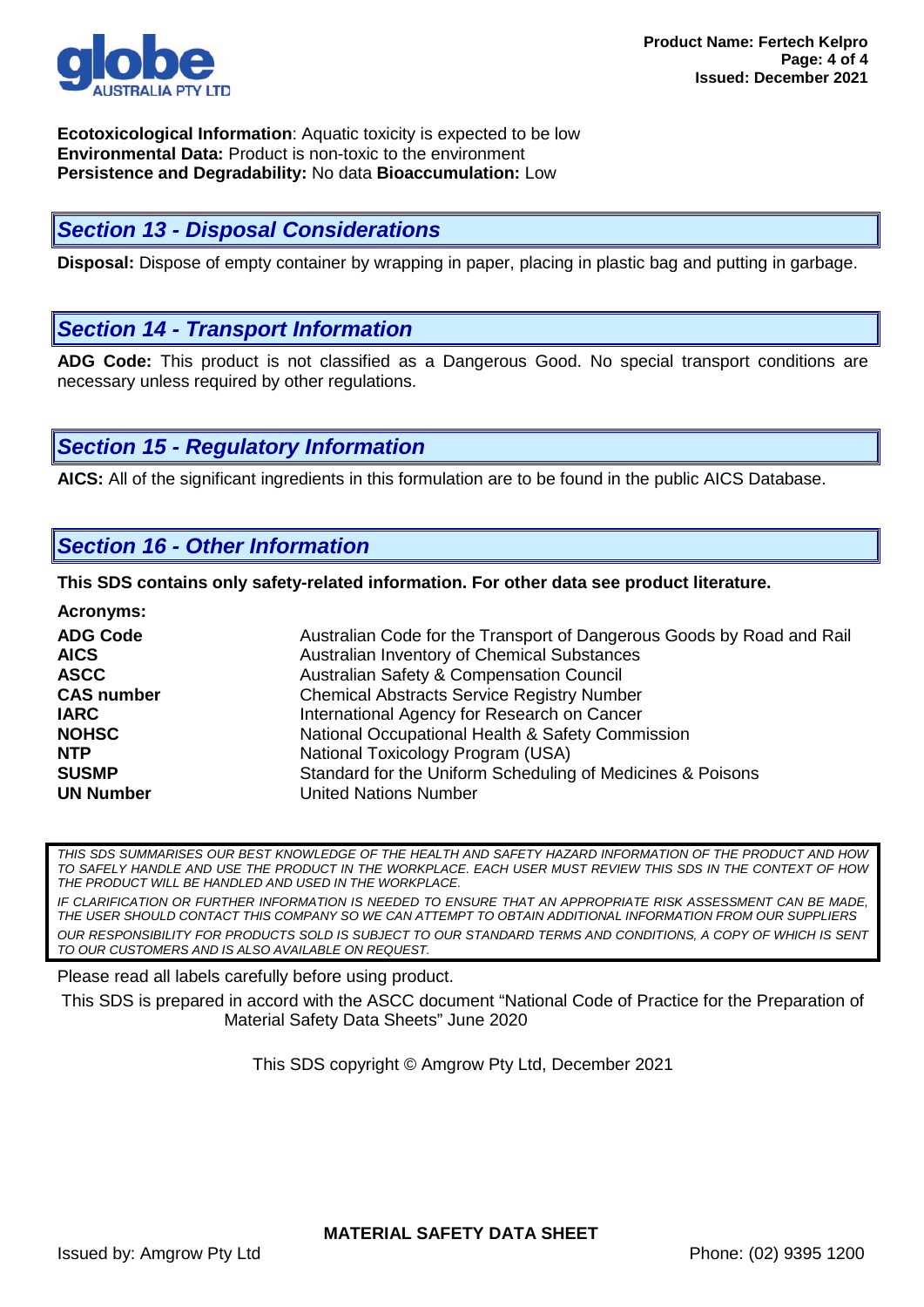**Ecotoxicological Information**: Aquatic toxicity is expected to be low
**Environmental Data:** Product is non-toxic to the environment
**Persistence and Degradability:** No data **Bioaccumulation:** Low

## *Section 13 - Disposal Considerations*

**Disposal:** Dispose of empty container by wrapping in paper, placing in plastic bag and putting in garbage.

## *Section 14 - Transport Information*

**ADG Code:** This product is not classified as a Dangerous Good. No special transport conditions are necessary unless required by other regulations.

## *Section 15 - Regulatory Information*

**AICS:** All of the significant ingredients in this formulation are to be found in the public AICS Database.

## *Section 16 - Other Information*

**This SDS contains only safety-related information. For other data see product literature.**

**Acronyms:**

| | |
|---|---|
| **ADG Code** | Australian Code for the Transport of Dangerous Goods by Road and Rail |
| **AICS** | Australian Inventory of Chemical Substances |
| **ASCC** | Australian Safety & Compensation Council |
| **CAS number** | Chemical Abstracts Service Registry Number |
| **IARC** | International Agency for Research on Cancer |
| **NOHSC** | National Occupational Health & Safety Commission |
| **NTP** | National Toxicology Program (USA) |
| **SUSMP** | Standard for the Uniform Scheduling of Medicines & Poisons |
| **UN Number** | United Nations Number |

*THIS SDS SUMMARISES OUR BEST KNOWLEDGE OF THE HEALTH AND SAFETY HAZARD INFORMATION OF THE PRODUCT AND HOW TO SAFELY HANDLE AND USE THE PRODUCT IN THE WORKPLACE. EACH USER MUST REVIEW THIS SDS IN THE CONTEXT OF HOW THE PRODUCT WILL BE HANDLED AND USED IN THE WORKPLACE.*

*IF CLARIFICATION OR FURTHER INFORMATION IS NEEDED TO ENSURE THAT AN APPROPRIATE RISK ASSESSMENT CAN BE MADE, THE USER SHOULD CONTACT THIS COMPANY SO WE CAN ATTEMPT TO OBTAIN ADDITIONAL INFORMATION FROM OUR SUPPLIERS*

*OUR RESPONSIBILITY FOR PRODUCTS SOLD IS SUBJECT TO OUR STANDARD TERMS AND CONDITIONS, A COPY OF WHICH IS SENT TO OUR CUSTOMERS AND IS ALSO AVAILABLE ON REQUEST.*

Please read all labels carefully before using product.

This SDS is prepared in accord with the ASCC document "National Code of Practice for the Preparation of Material Safety Data Sheets" June 2020

This SDS copyright © Amgrow Pty Ltd, December 2021